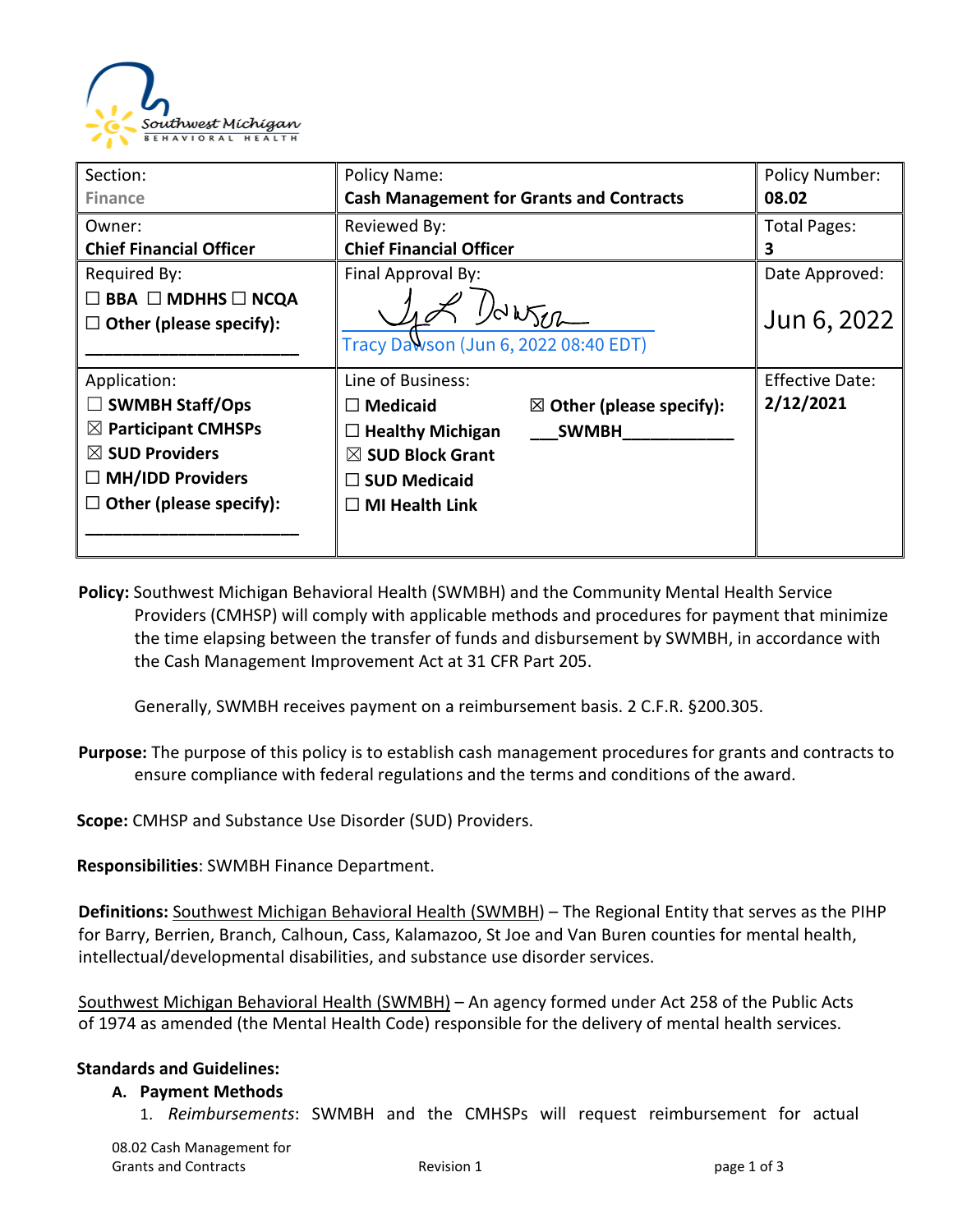| Section: Finance | Policy Name: **Cash Management for Grants and Contracts** | Policy Number: **08.02** |
|---|---|---|
| Owner: **Chief Financial Officer** | Reviewed By: **Chief Financial Officer** | Total Pages: **3** |
| Required By: ☐ **BBA** ☐ **MDHHS** ☐ **NCQA** ☐ **Other (please specify):** ______________________ | Final Approval By: Tracy Dawson (Jun 6, 2022 08:40 EDT) | Date Approved: Jun 6, 2022 |
| Application: ☐ **SWMBH Staff/Ops** ☒ **Participant CMHSPs** ☒ **SUD Providers** ☐ **MH/IDD Providers** ☐ **Other (please specify):** ______________________ | Line of Business: ☐ **Medicaid** ☐ **Healthy Michigan** ☒ **SUD Block Grant** ☐ **SUD Medicaid** ☐ **MI Health Link** ☒ **Other (please specify):** ___**SWMBH**___________ | Effective Date: **2/12/2021** |

**Policy:** Southwest Michigan Behavioral Health (SWMBH) and the Community Mental Health Service Providers (CMHSP) will comply with applicable methods and procedures for payment that minimize the time elapsing between the transfer of funds and disbursement by SWMBH, in accordance with the Cash Management Improvement Act at 31 CFR Part 205.

Generally, SWMBH receives payment on a reimbursement basis. 2 C.F.R. §200.305.

**Purpose:** The purpose of this policy is to establish cash management procedures for grants and contracts to ensure compliance with federal regulations and the terms and conditions of the award.

**Scope:** CMHSP and Substance Use Disorder (SUD) Providers.

**Responsibilities**: SWMBH Finance Department.

**Definitions:** Southwest Michigan Behavioral Health (SWMBH) – The Regional Entity that serves as the PIHP for Barry, Berrien, Branch, Calhoun, Cass, Kalamazoo, St Joe and Van Buren counties for mental health, intellectual/developmental disabilities, and substance use disorder services.

Southwest Michigan Behavioral Health (SWMBH) – An agency formed under Act 258 of the Public Acts of 1974 as amended (the Mental Health Code) responsible for the delivery of mental health services.

**Standards and Guidelines:**

A. **Payment Methods**
   1. *Reimbursements*: SWMBH and the CMHSPs will request reimbursement for actual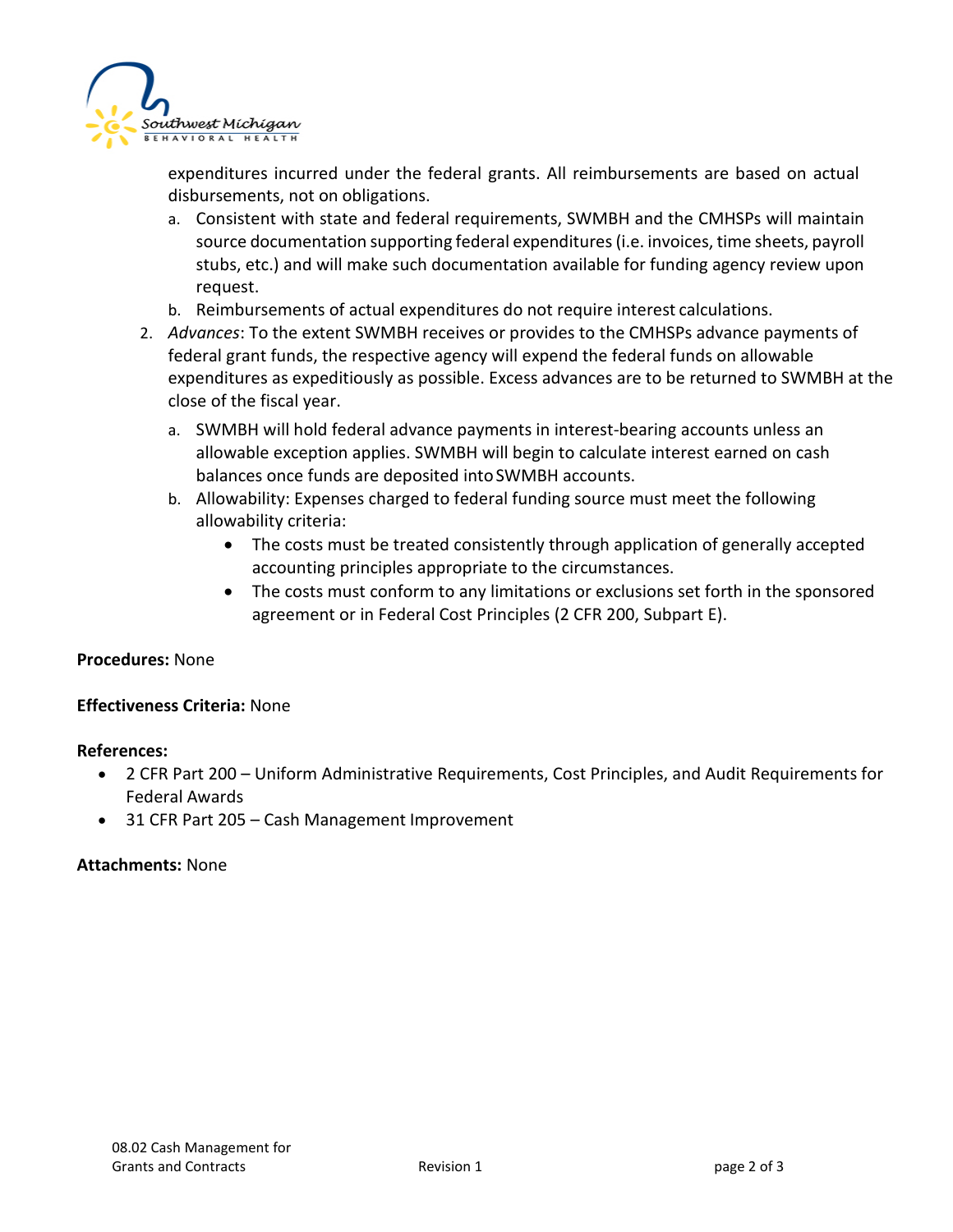expenditures incurred under the federal grants. All reimbursements are based on actual disbursements, not on obligations.

   a. Consistent with state and federal requirements, SWMBH and the CMHSPs will maintain source documentation supporting federal expenditures (i.e. invoices, time sheets, payroll stubs, etc.) and will make such documentation available for funding agency review upon request.
   b. Reimbursements of actual expenditures do not require interest calculations.

2. *Advances*: To the extent SWMBH receives or provides to the CMHSPs advance payments of federal grant funds, the respective agency will expend the federal funds on allowable expenditures as expeditiously as possible. Excess advances are to be returned to SWMBH at the close of the fiscal year.
   a. SWMBH will hold federal advance payments in interest-bearing accounts unless an allowable exception applies. SWMBH will begin to calculate interest earned on cash balances once funds are deposited into SWMBH accounts.
   b. Allowability: Expenses charged to federal funding source must meet the following allowability criteria:
      - The costs must be treated consistently through application of generally accepted accounting principles appropriate to the circumstances.
      - The costs must conform to any limitations or exclusions set forth in the sponsored agreement or in Federal Cost Principles (2 CFR 200, Subpart E).

**Procedures:** None

**Effectiveness Criteria:** None

**References:**

- 2 CFR Part 200 – Uniform Administrative Requirements, Cost Principles, and Audit Requirements for Federal Awards
- 31 CFR Part 205 – Cash Management Improvement

**Attachments:** None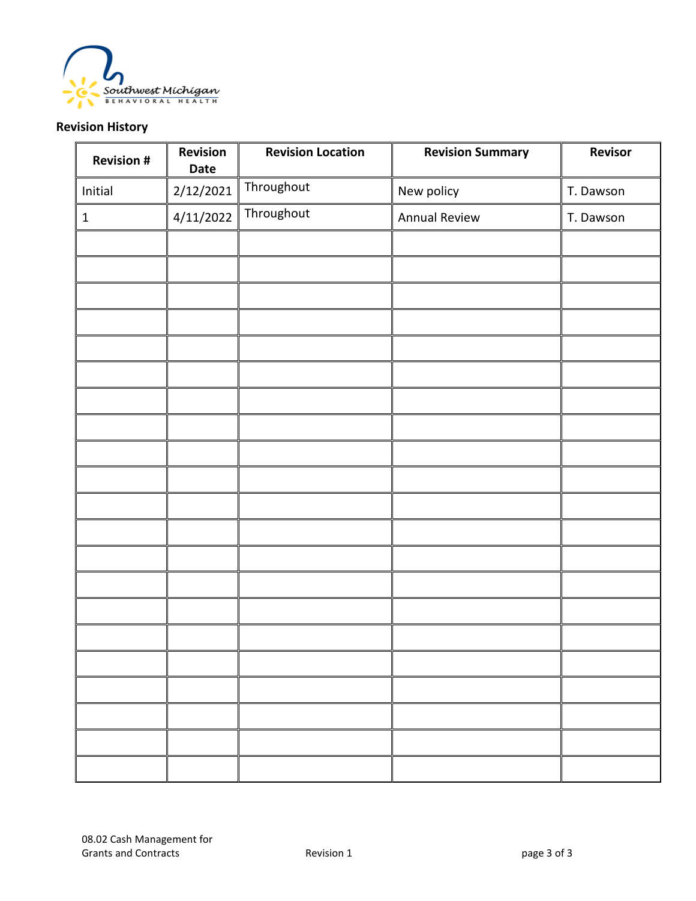**Revision History**

| Revision # | Revision Date | Revision Location | Revision Summary | Revisor |
|---|---|---|---|---|
| Initial | 2/12/2021 | Throughout | New policy | T. Dawson |
| 1 | 4/11/2022 | Throughout | Annual Review | T. Dawson |
| | | | | |
| | | | | |
| | | | | |
| | | | | |
| | | | | |
| | | | | |
| | | | | |
| | | | | |
| | | | | |
| | | | | |
| | | | | |
| | | | | |
| | | | | |
| | | | | |
| | | | | |
| | | | | |
| | | | | |
| | | | | |
| | | | | |
| | | | | |
| | | | | |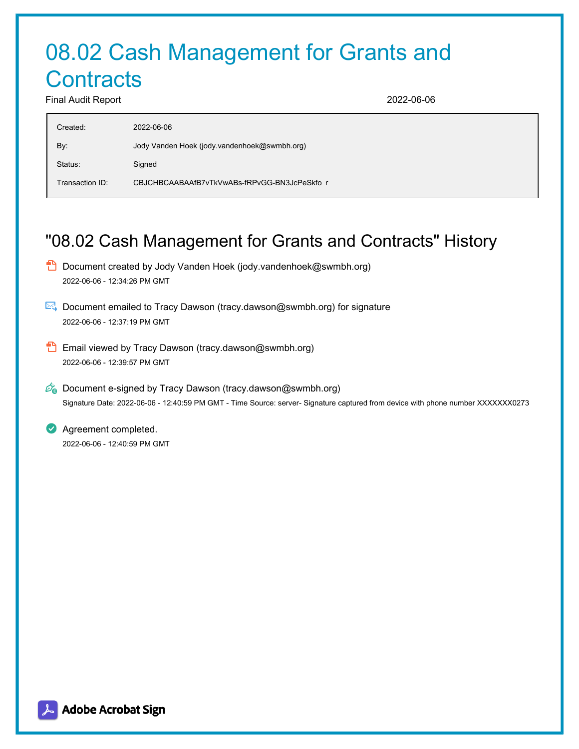# 08.02 Cash Management for Grants and Contracts

Final Audit Report 2022-06-06

| | |
|---|---|
| Created: | 2022-06-06 |
| By: | Jody Vanden Hoek (jody.vandenhoek@swmbh.org) |
| Status: | Signed |
| Transaction ID: | CBJCHBCAABAAfB7vTkVwABs-fRPvGG-BN3JcPeSkfo_r |

## "08.02 Cash Management for Grants and Contracts" History

- Document created by Jody Vanden Hoek (jody.vandenhoek@swmbh.org)
  2022-06-06 - 12:34:26 PM GMT

- Document emailed to Tracy Dawson (tracy.dawson@swmbh.org) for signature
  2022-06-06 - 12:37:19 PM GMT

- Email viewed by Tracy Dawson (tracy.dawson@swmbh.org)
  2022-06-06 - 12:39:57 PM GMT

- Document e-signed by Tracy Dawson (tracy.dawson@swmbh.org)
  Signature Date: 2022-06-06 - 12:40:59 PM GMT - Time Source: server- Signature captured from device with phone number XXXXXXX0273

- Agreement completed.
  2022-06-06 - 12:40:59 PM GMT

Adobe Acrobat Sign